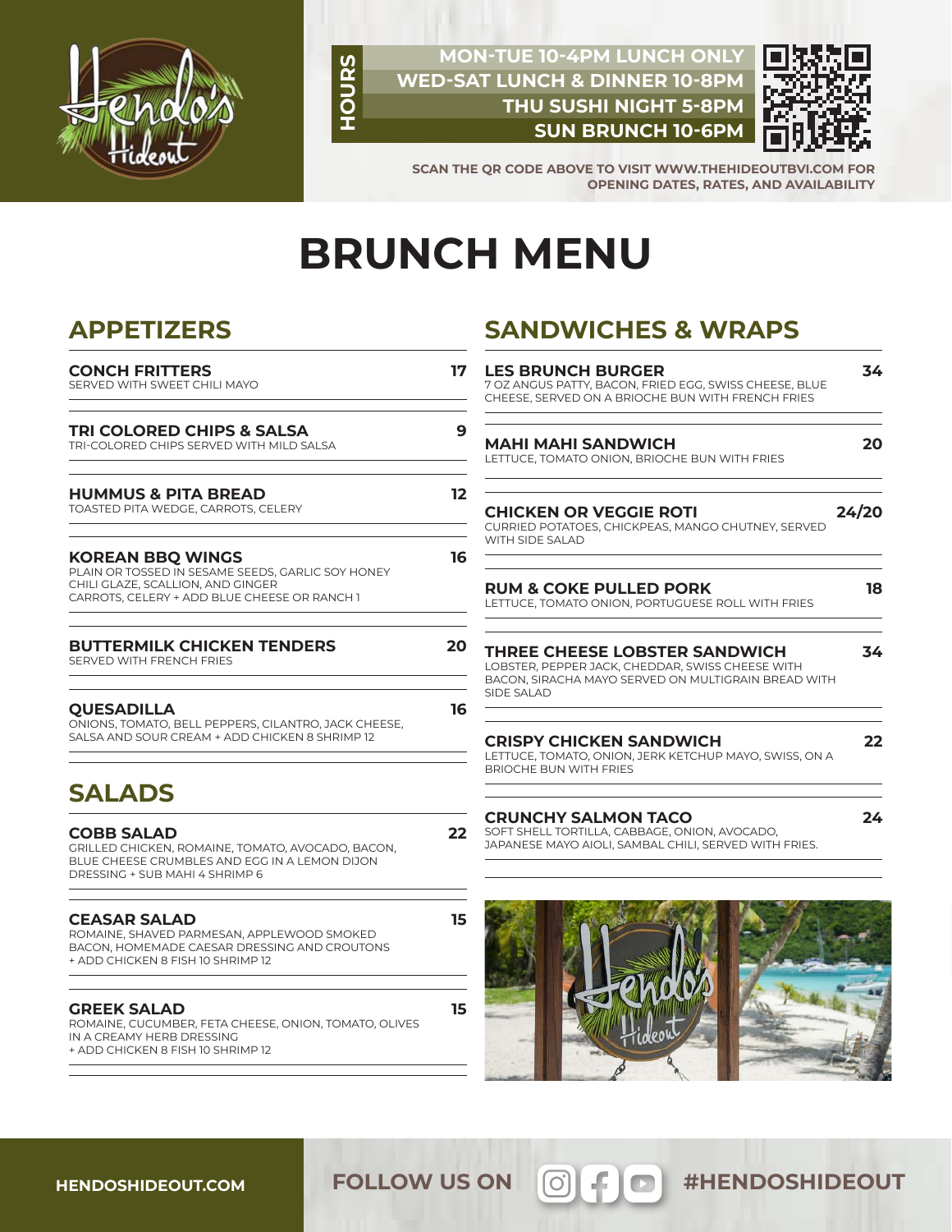**HOURS**

MON-TUE 10-4PM LUNCH ONLY
WED-SAT LUNCH & DINNER 10-8PM
THU SUSHI NIGHT 5-8PM
SUN BRUNCH 10-6PM

SCAN THE QR CODE ABOVE TO VISIT WWW.THEHIDEOUTBVI.COM FOR OPENING DATES, RATES, AND AVAILABILITY

# BRUNCH MENU

## APPETIZERS

**CONCH FRITTERS** 17
SERVED WITH SWEET CHILI MAYO

**TRI COLORED CHIPS & SALSA** 9
TRI-COLORED CHIPS SERVED WITH MILD SALSA

**HUMMUS & PITA BREAD** 12
TOASTED PITA WEDGE, CARROTS, CELERY

**KOREAN BBQ WINGS** 16
PLAIN OR TOSSED IN SESAME SEEDS, GARLIC SOY HONEY CHILI GLAZE, SCALLION, AND GINGER
CARROTS, CELERY + ADD BLUE CHEESE OR RANCH 1

**BUTTERMILK CHICKEN TENDERS** 20
SERVED WITH FRENCH FRIES

**QUESADILLA** 16
ONIONS, TOMATO, BELL PEPPERS, CILANTRO, JACK CHEESE, SALSA AND SOUR CREAM + ADD CHICKEN 8 SHRIMP 12

## SALADS

**COBB SALAD** 22
GRILLED CHICKEN, ROMAINE, TOMATO, AVOCADO, BACON, BLUE CHEESE CRUMBLES AND EGG IN A LEMON DIJON DRESSING + SUB MAHI 4 SHRIMP 6

**CEASAR SALAD** 15
ROMAINE, SHAVED PARMESAN, APPLEWOOD SMOKED BACON, HOMEMADE CAESAR DRESSING AND CROUTONS
+ ADD CHICKEN 8 FISH 10 SHRIMP 12

**GREEK SALAD** 15
ROMAINE, CUCUMBER, FETA CHEESE, ONION, TOMATO, OLIVES IN A CREAMY HERB DRESSING
+ ADD CHICKEN 8 FISH 10 SHRIMP 12

## SANDWICHES & WRAPS

**LES BRUNCH BURGER** 34
7 OZ ANGUS PATTY, BACON, FRIED EGG, SWISS CHEESE, BLUE CHEESE, SERVED ON A BRIOCHE BUN WITH FRENCH FRIES

**MAHI MAHI SANDWICH** 20
LETTUCE, TOMATO ONION, BRIOCHE BUN WITH FRIES

**CHICKEN OR VEGGIE ROTI** 24/20
CURRIED POTATOES, CHICKPEAS, MANGO CHUTNEY, SERVED WITH SIDE SALAD

**RUM & COKE PULLED PORK** 18
LETTUCE, TOMATO ONION, PORTUGUESE ROLL WITH FRIES

**THREE CHEESE LOBSTER SANDWICH** 34
LOBSTER, PEPPER JACK, CHEDDAR, SWISS CHEESE WITH BACON, SIRACHA MAYO SERVED ON MULTIGRAIN BREAD WITH SIDE SALAD

**CRISPY CHICKEN SANDWICH** 22
LETTUCE, TOMATO, ONION, JERK KETCHUP MAYO, SWISS, ON A BRIOCHE BUN WITH FRIES

**CRUNCHY SALMON TACO** 24
SOFT SHELL TORTILLA, CABBAGE, ONION, AVOCADO, JAPANESE MAYO AIOLI, SAMBAL CHILI, SERVED WITH FRIES.

HENDOSHIDEOUT.COM

FOLLOW US ON #HENDOSHIDEOUT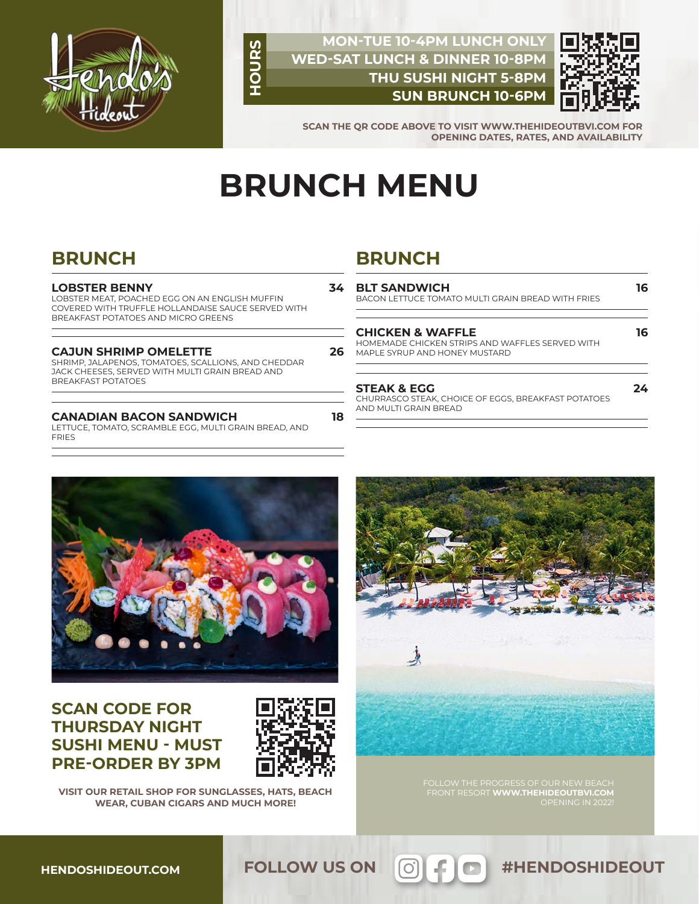**HOURS**

MON-TUE 10-4PM LUNCH ONLY
WED-SAT LUNCH & DINNER 10-8PM
THU SUSHI NIGHT 5-8PM
SUN BRUNCH 10-6PM

SCAN THE QR CODE ABOVE TO VISIT WWW.THEHIDEOUTBVI.COM FOR OPENING DATES, RATES, AND AVAILABILITY

# BRUNCH MENU

## BRUNCH

**LOBSTER BENNY** — **34**
LOBSTER MEAT, POACHED EGG ON AN ENGLISH MUFFIN COVERED WITH TRUFFLE HOLLANDAISE SAUCE SERVED WITH BREAKFAST POTATOES AND MICRO GREENS

**CAJUN SHRIMP OMELETTE** — **26**
SHRIMP, JALAPENOS, TOMATOES, SCALLIONS, AND CHEDDAR JACK CHEESES, SERVED WITH MULTI GRAIN BREAD AND BREAKFAST POTATOES

**CANADIAN BACON SANDWICH** — **18**
LETTUCE, TOMATO, SCRAMBLE EGG, MULTI GRAIN BREAD, AND FRIES

## BRUNCH

**BLT SANDWICH** — **16**
BACON LETTUCE TOMATO MULTI GRAIN BREAD WITH FRIES

**CHICKEN & WAFFLE** — **16**
HOMEMADE CHICKEN STRIPS AND WAFFLES SERVED WITH MAPLE SYRUP AND HONEY MUSTARD

**STEAK & EGG** — **24**
CHURRASCO STEAK, CHOICE OF EGGS, BREAKFAST POTATOES AND MULTI GRAIN BREAD

## SCAN CODE FOR THURSDAY NIGHT SUSHI MENU - MUST PRE-ORDER BY 3PM

**VISIT OUR RETAIL SHOP FOR SUNGLASSES, HATS, BEACH WEAR, CUBAN CIGARS AND MUCH MORE!**

FOLLOW THE PROGRESS OF OUR NEW BEACH FRONT RESORT **WWW.THEHIDEOUTBVI.COM** OPENING IN 2022!

**HENDOSHIDEOUT.COM**

**FOLLOW US ON** **#HENDOSHIDEOUT**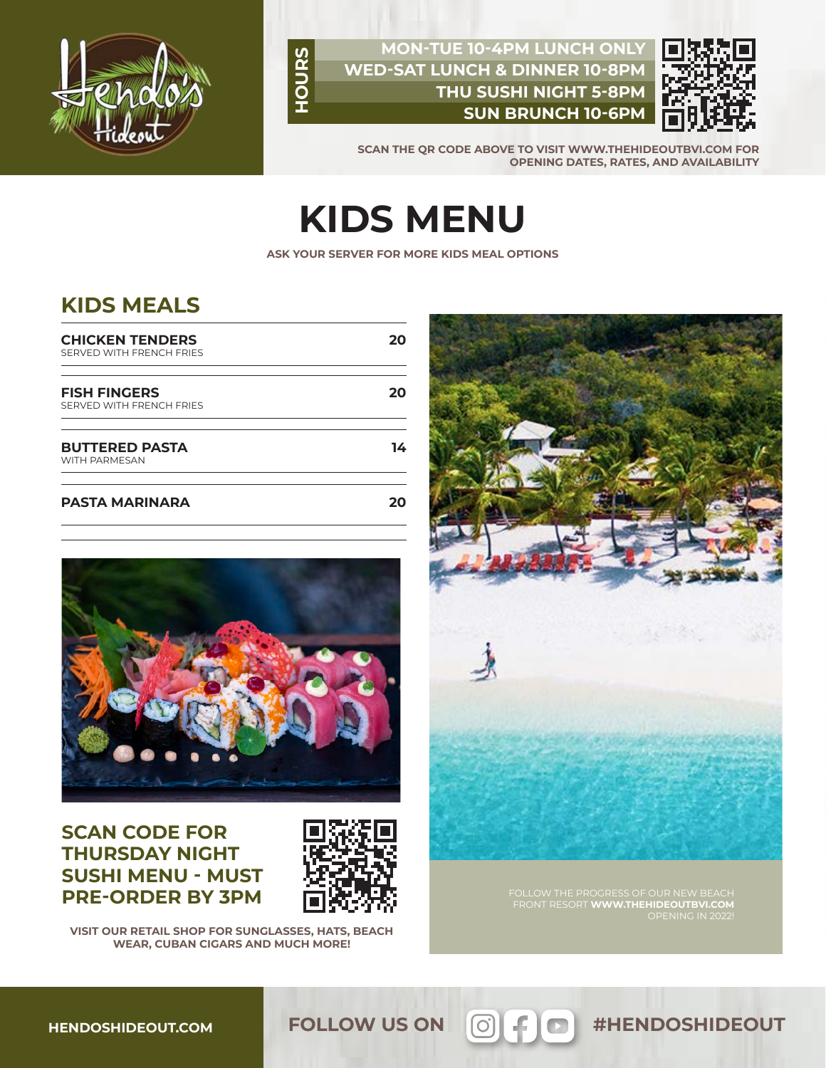HOURS

MON-TUE 10-4PM LUNCH ONLY
WED-SAT LUNCH & DINNER 10-8PM
THU SUSHI NIGHT 5-8PM
SUN BRUNCH 10-6PM

SCAN THE QR CODE ABOVE TO VISIT WWW.THEHIDEOUTBVI.COM FOR OPENING DATES, RATES, AND AVAILABILITY

# KIDS MENU

ASK YOUR SERVER FOR MORE KIDS MEAL OPTIONS

## KIDS MEALS

**CHICKEN TENDERS** — 20
SERVED WITH FRENCH FRIES

**FISH FINGERS** — 20
SERVED WITH FRENCH FRIES

**BUTTERED PASTA** — 14
WITH PARMESAN

**PASTA MARINARA** — 20

## SCAN CODE FOR THURSDAY NIGHT SUSHI MENU - MUST PRE-ORDER BY 3PM

**VISIT OUR RETAIL SHOP FOR SUNGLASSES, HATS, BEACH WEAR, CUBAN CIGARS AND MUCH MORE!**

FOLLOW THE PROGRESS OF OUR NEW BEACH FRONT RESORT **WWW.THEHIDEOUTBVI.COM** OPENING IN 2022!

HENDOSHIDEOUT.COM

FOLLOW US ON #HENDOSHIDEOUT